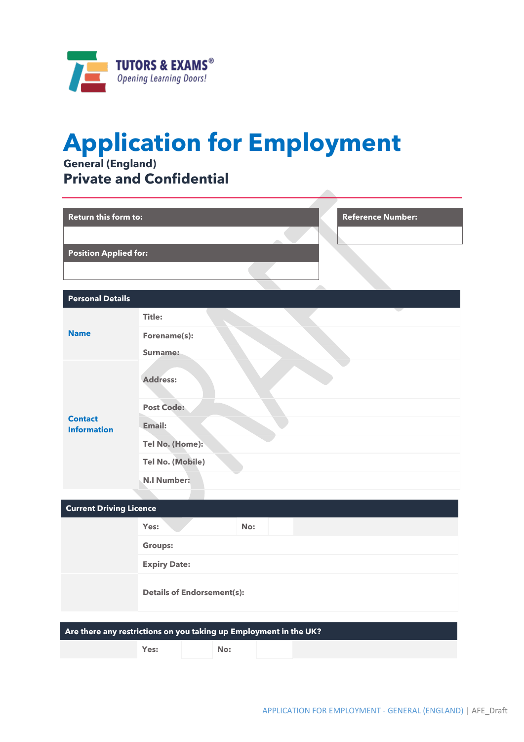TUTORS & EXAMS®
*Opening Learning Doors!*

# Application for Employment

**General (England)**

## Private and Confidential

| Return this form to: |
|---|
| |

| Reference Number: |
|---|
| |

| Position Applied for: |
|---|
| |

| Personal Details | |
|---|---|
| **Name** | **Title:** |
| | **Forename(s):** |
| | **Surname:** |
| **Contact Information** | **Address:** |
| | **Post Code:** |
| | **Email:** |
| | **Tel No. (Home):** |
| | **Tel No. (Mobile)** |
| | **N.I Number:** |

| Current Driving Licence | | | | | |
|---|---|---|---|---|---|
| | **Yes:** | | **No:** | | |
| | **Groups:** | | | | |
| | **Expiry Date:** | | | | |
| | **Details of Endorsement(s):** | | | | |

| Are there any restrictions on you taking up Employment in the UK? | | | | | |
|---|---|---|---|---|---|
| | **Yes:** | | **No:** | | |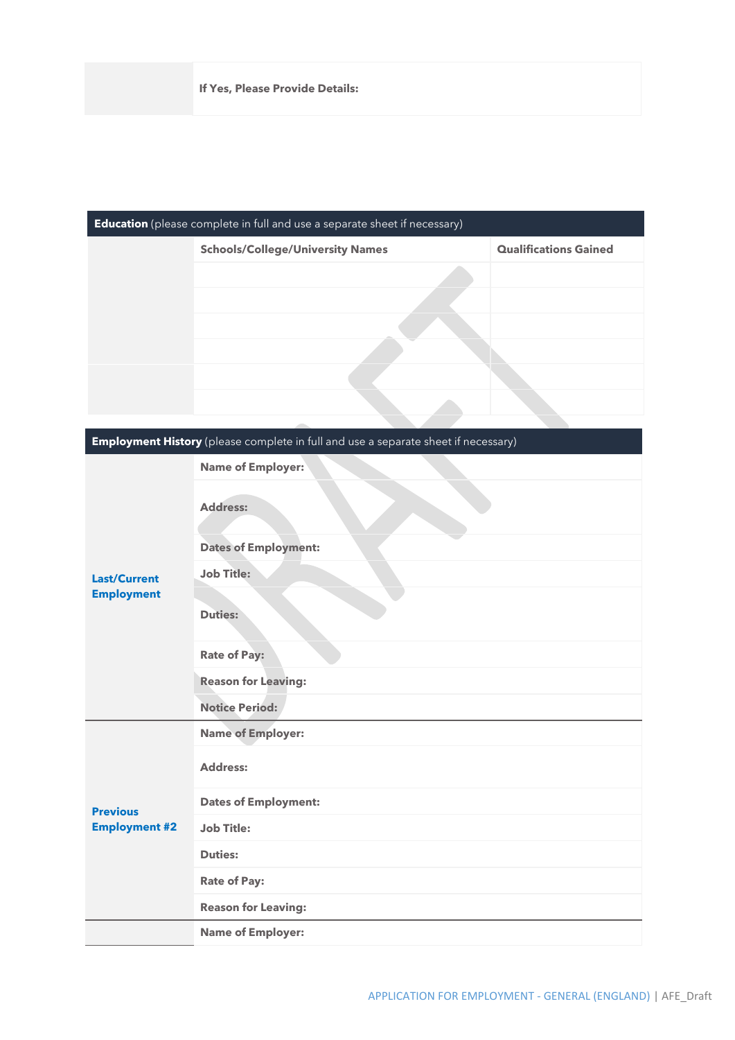| | If Yes, Please Provide Details: |
|---|---|

| **Education** (please complete in full and use a separate sheet if necessary) | | |
|---|---|---|
| | **Schools/College/University Names** | **Qualifications Gained** |
| | | |
| | | |
| | | |
| | | |
| | | |
| | | |

| **Employment History** (please complete in full and use a separate sheet if necessary) | |
|---|---|
| **Last/Current Employment** | **Name of Employer:** |
| | **Address:** |
| | **Dates of Employment:** |
| | **Job Title:** |
| | **Duties:** |
| | **Rate of Pay:** |
| | **Reason for Leaving:** |
| | **Notice Period:** |
| **Previous Employment #2** | **Name of Employer:** |
| | **Address:** |
| | **Dates of Employment:** |
| | **Job Title:** |
| | **Duties:** |
| | **Rate of Pay:** |
| | **Reason for Leaving:** |
| | **Name of Employer:** |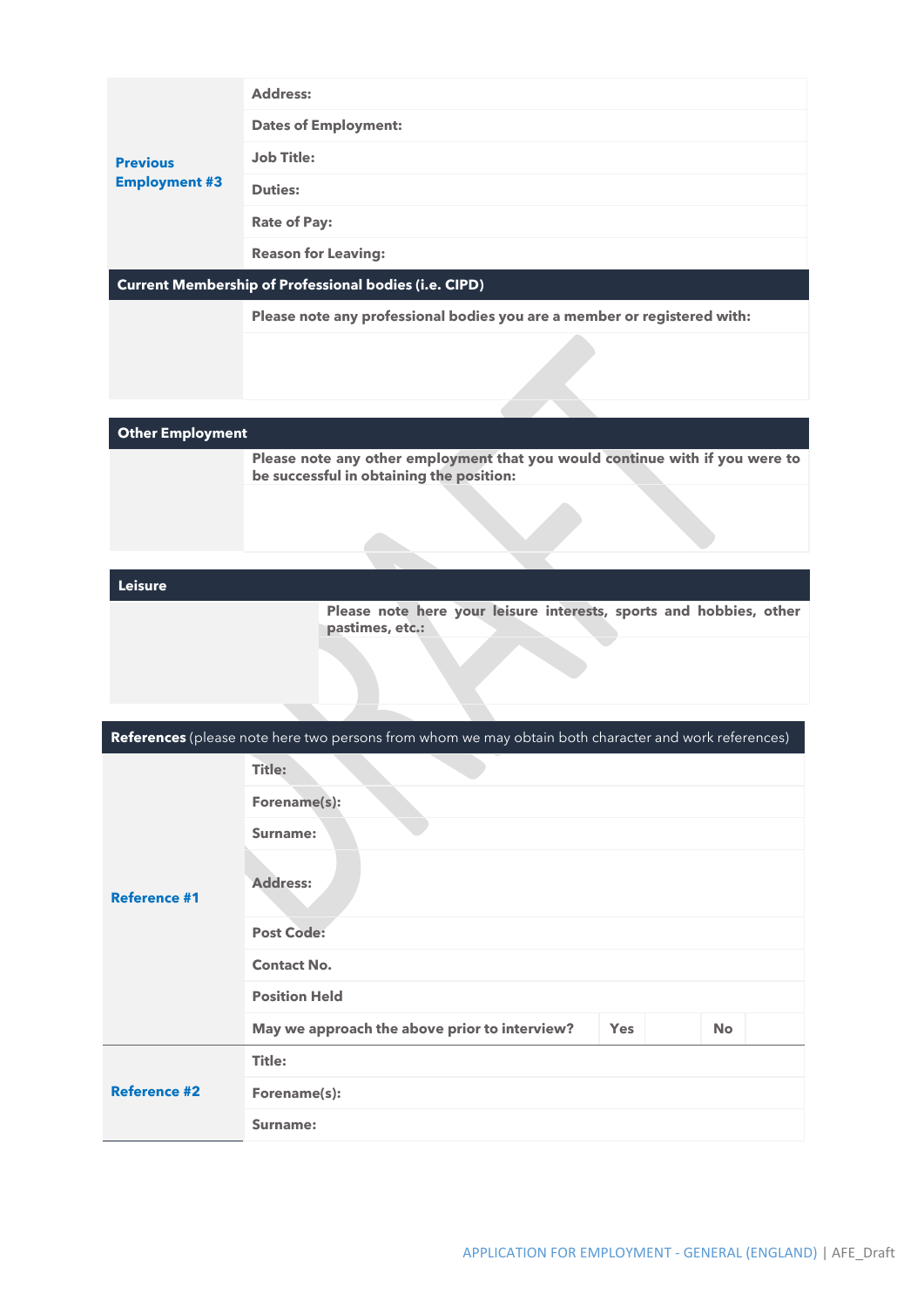| Previous Employment #3 | **Address:** |
|---|---|
| | **Dates of Employment:** |
| | **Job Title:** |
| | **Duties:** |
| | **Rate of Pay:** |
| | **Reason for Leaving:** |

| **Current Membership of Professional bodies (i.e. CIPD)** | |
|---|---|
| | **Please note any professional bodies you are a member or registered with:** |
| | |

| **Other Employment** | |
|---|---|
| | **Please note any other employment that you would continue with if you were to be successful in obtaining the position:** |
| | |

| **Leisure** | |
|---|---|
| | **Please note here your leisure interests, sports and hobbies, other pastimes, etc.:** |
| | |

| **References** (please note here two persons from whom we may obtain both character and work references) | | | | | |
|---|---|---|---|---|---|
| **Reference #1** | **Title:** | | | | |
| | **Forename(s):** | | | | |
| | **Surname:** | | | | |
| | **Address:** | | | | |
| | **Post Code:** | | | | |
| | **Contact No.** | | | | |
| | **Position Held** | | | | |
| | **May we approach the above prior to interview?** | **Yes** | | **No** | |
| **Reference #2** | **Title:** | | | | |
| | **Forename(s):** | | | | |
| | **Surname:** | | | | |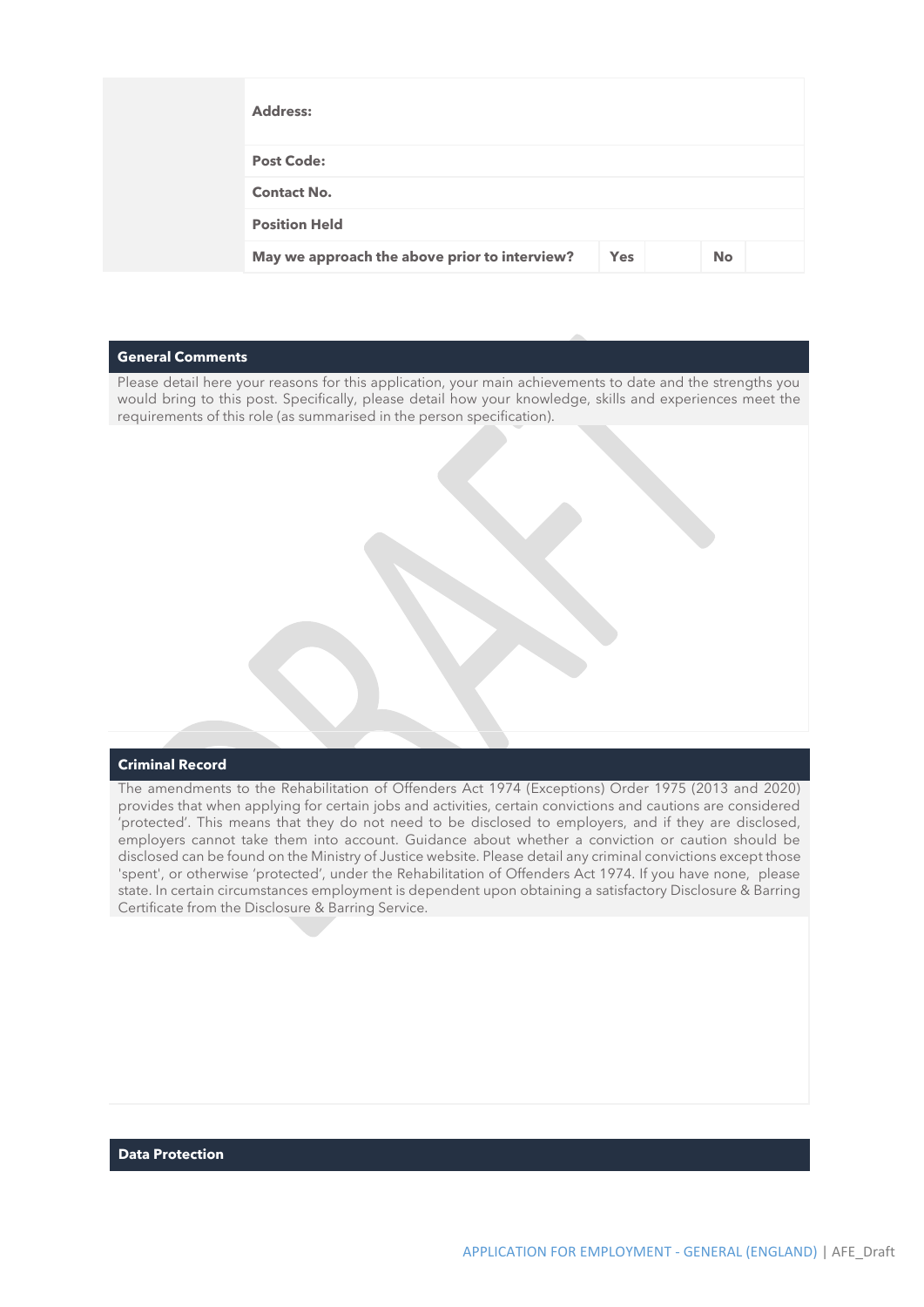| | | | | |
|---|---|---|---|---|
| **Address:** | | | | |
| **Post Code:** | | | | |
| **Contact No.** | | | | |
| **Position Held** | | | | |
| **May we approach the above prior to interview?** | **Yes** | | **No** | |

## General Comments

Please detail here your reasons for this application, your main achievements to date and the strengths you would bring to this post. Specifically, please detail how your knowledge, skills and experiences meet the requirements of this role (as summarised in the person specification).

## Criminal Record

The amendments to the Rehabilitation of Offenders Act 1974 (Exceptions) Order 1975 (2013 and 2020) provides that when applying for certain jobs and activities, certain convictions and cautions are considered 'protected'. This means that they do not need to be disclosed to employers, and if they are disclosed, employers cannot take them into account. Guidance about whether a conviction or caution should be disclosed can be found on the Ministry of Justice website. Please detail any criminal convictions except those 'spent', or otherwise 'protected', under the Rehabilitation of Offenders Act 1974. If you have none, please state. In certain circumstances employment is dependent upon obtaining a satisfactory Disclosure & Barring Certificate from the Disclosure & Barring Service.

## Data Protection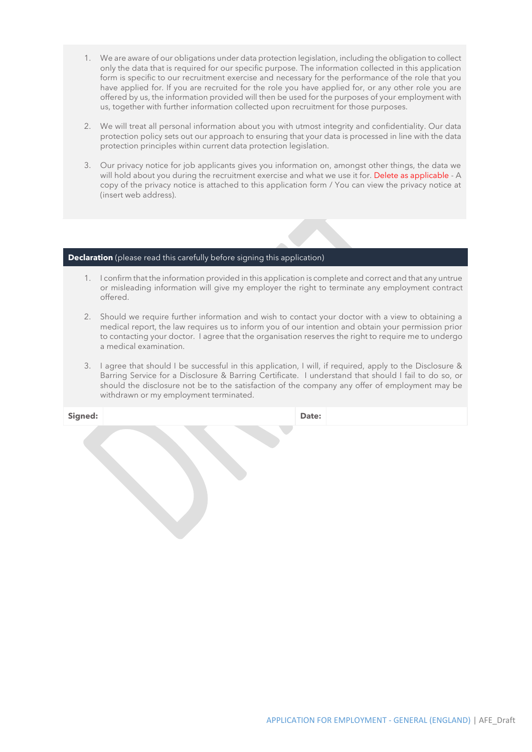1. We are aware of our obligations under data protection legislation, including the obligation to collect only the data that is required for our specific purpose. The information collected in this application form is specific to our recruitment exercise and necessary for the performance of the role that you have applied for. If you are recruited for the role you have applied for, or any other role you are offered by us, the information provided will then be used for the purposes of your employment with us, together with further information collected upon recruitment for those purposes.

2. We will treat all personal information about you with utmost integrity and confidentiality. Our data protection policy sets out our approach to ensuring that your data is processed in line with the data protection principles within current data protection legislation.

3. Our privacy notice for job applicants gives you information on, amongst other things, the data we will hold about you during the recruitment exercise and what we use it for. Delete as applicable - A copy of the privacy notice is attached to this application form / You can view the privacy notice at (insert web address).

**Declaration** (please read this carefully before signing this application)

1. I confirm that the information provided in this application is complete and correct and that any untrue or misleading information will give my employer the right to terminate any employment contract offered.

2. Should we require further information and wish to contact your doctor with a view to obtaining a medical report, the law requires us to inform you of our intention and obtain your permission prior to contacting your doctor. I agree that the organisation reserves the right to require me to undergo a medical examination.

3. I agree that should I be successful in this application, I will, if required, apply to the Disclosure & Barring Service for a Disclosure & Barring Certificate. I understand that should I fail to do so, or should the disclosure not be to the satisfaction of the company any offer of employment may be withdrawn or my employment terminated.

| | | | |
|---|---|---|---|
| **Signed:** | | **Date:** | |